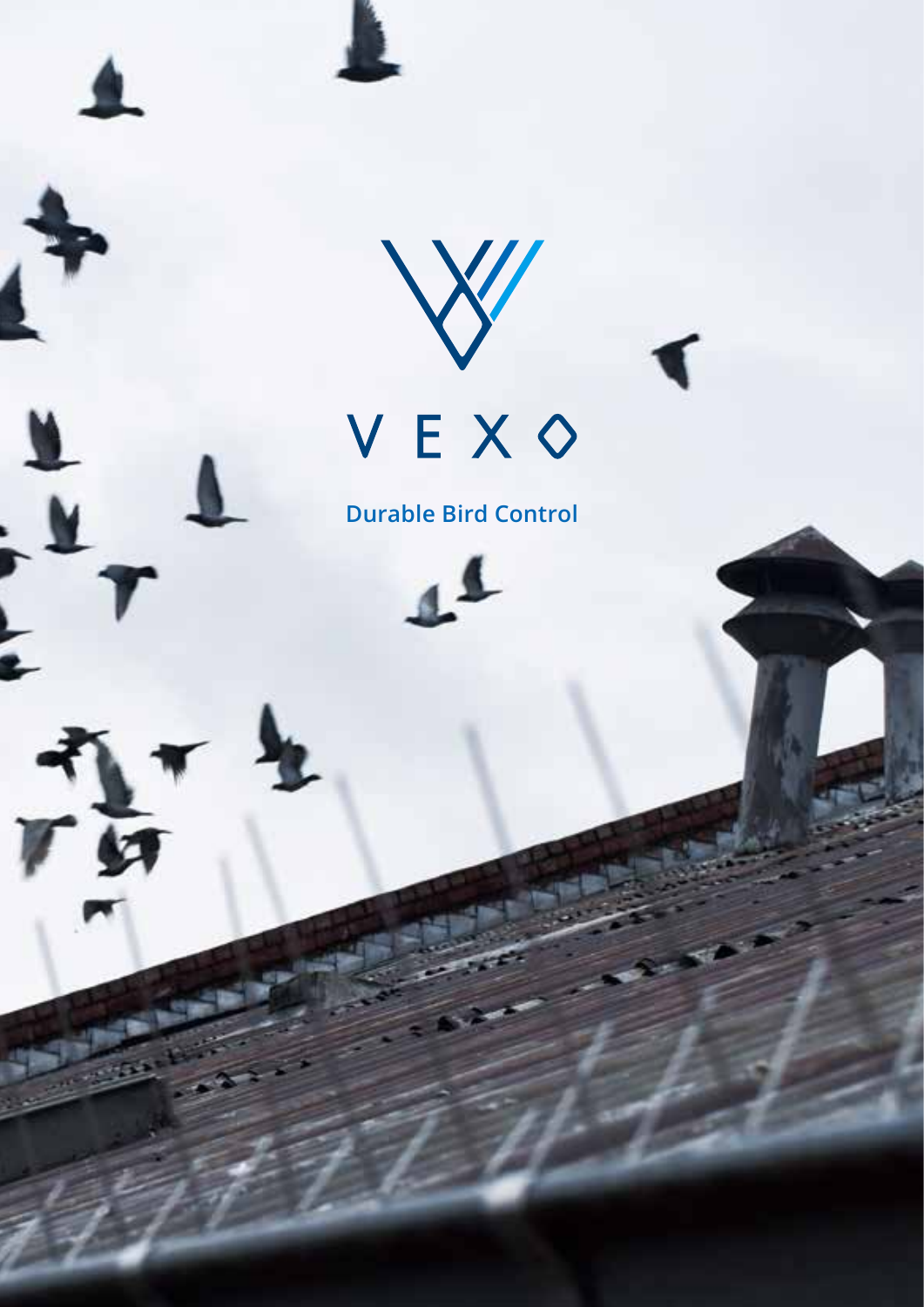# VEXO

**Durable Bird Control**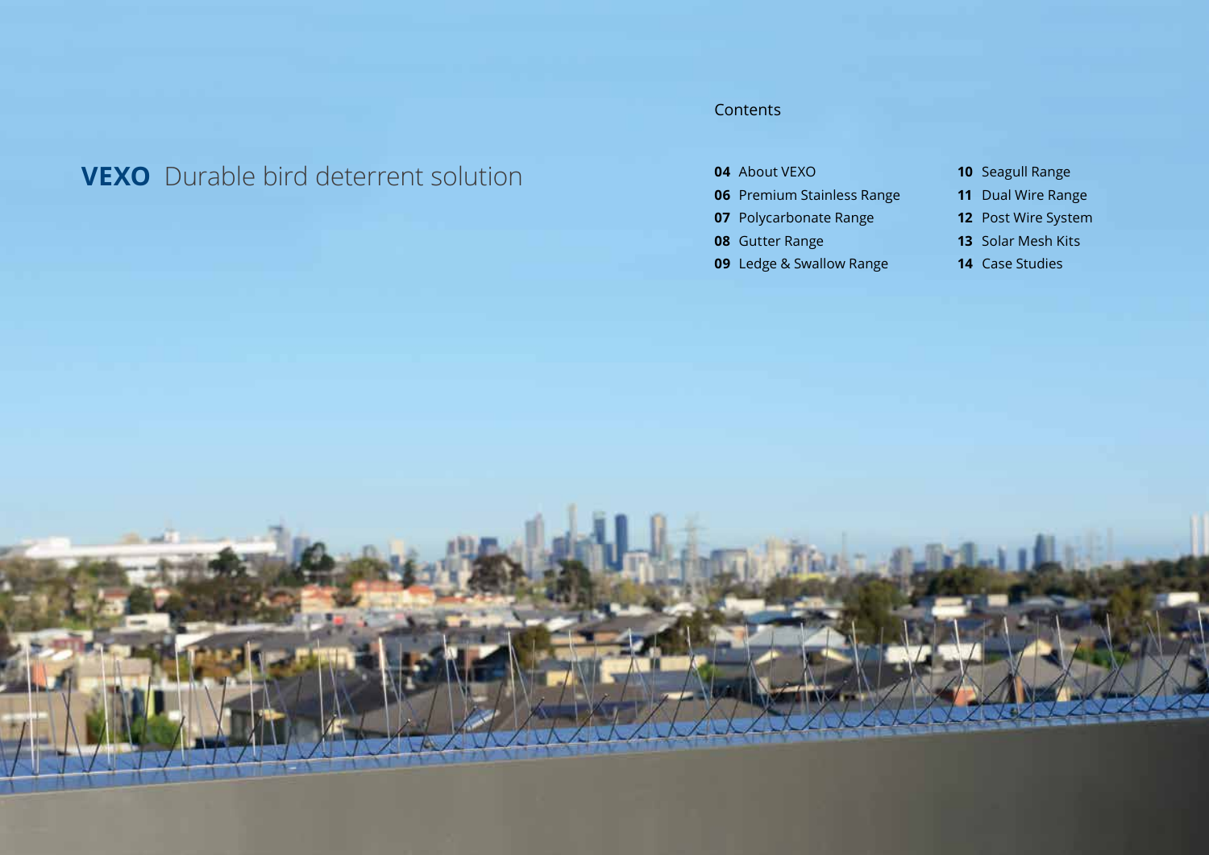# **VEXO** Durable bird deterrent solution

## Contents

- **04** About VEXO
- **06** Premium Stainless Range
- **07** Polycarbonate Range
- **08** Gutter Range
- **09** Ledge & Swallow Range
- **10** Seagull Range
- **11** Dual Wire Range
- **12** Post Wire System
- **13** Solar Mesh Kits
- **14** Case Studies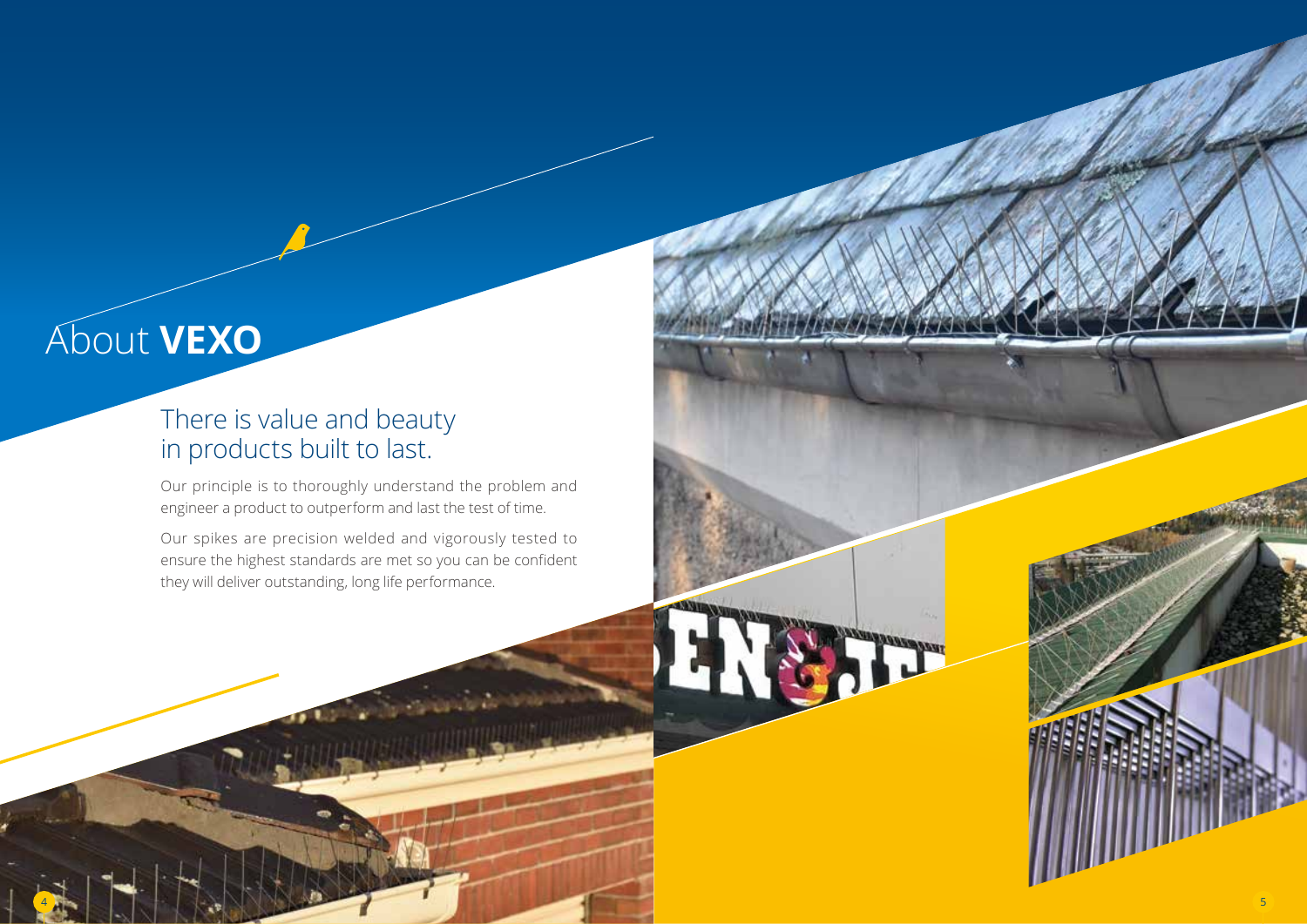# About **VEXO**

## There is value and beauty in products built to last.

Our principle is to thoroughly understand the problem and engineer a product to outperform and last the test of time.

Our spikes are precision welded and vigorously tested to ensure the highest standards are met so you can be confident they will deliver outstanding, long life performance.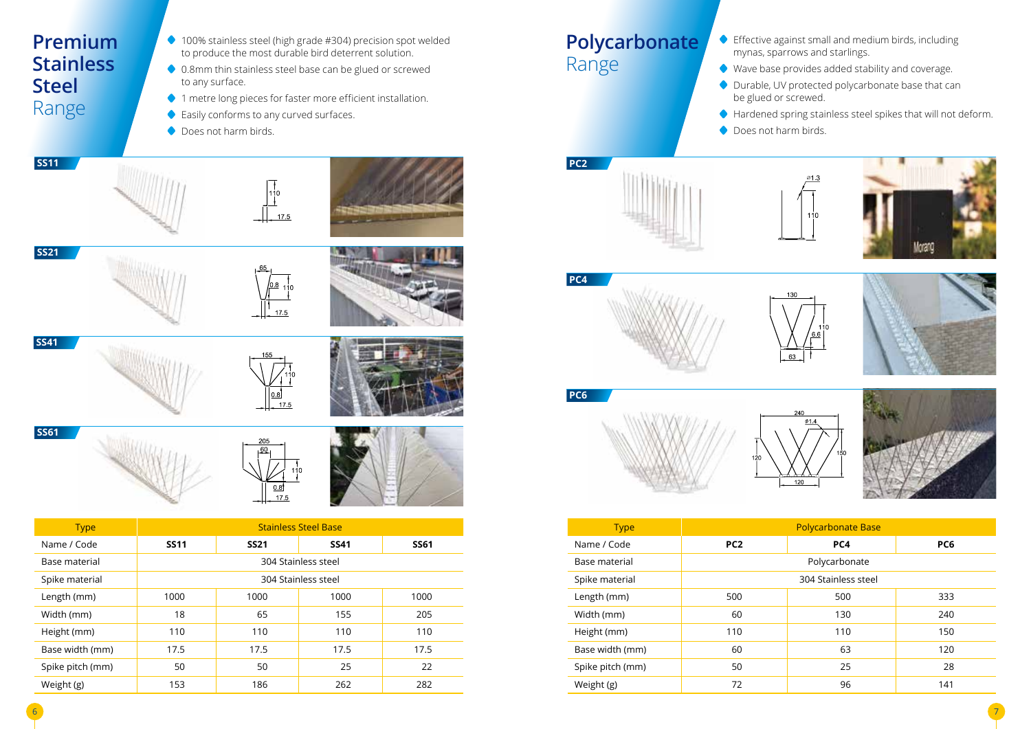# Premium Stainless Steel Range

- 100% stainless steel (high grade #304) precision spot welded to produce the most durable bird deterrent solution.
- 0.8mm thin stainless steel base can be glued or screwed to any surface.
- 1 metre long pieces for faster more efficient installation.
- Easily conforms to any curved surfaces.
- Does not harm birds.

**SS11**

**SS21**

**SS41**

**SS61**

| Type | Stainless Steel Base | | | |
|---|---|---|---|---|
| Name / Code | **SS11** | **SS21** | **SS41** | **SS61** |
| Base material | 304 Stainless steel | | | |
| Spike material | 304 Stainless steel | | | |
| Length (mm) | 1000 | 1000 | 1000 | 1000 |
| Width (mm) | 18 | 65 | 155 | 205 |
| Height (mm) | 110 | 110 | 110 | 110 |
| Base width (mm) | 17.5 | 17.5 | 17.5 | 17.5 |
| Spike pitch (mm) | 50 | 50 | 25 | 22 |
| Weight (g) | 153 | 186 | 262 | 282 |

# Polycarbonate Range

- Effective against small and medium birds, including mynas, sparrows and starlings.
- Wave base provides added stability and coverage.
- Durable, UV protected polycarbonate base that can be glued or screwed.
- Hardened spring stainless steel spikes that will not deform.
- Does not harm birds.

**PC2**

**PC4**

**PC6**

| Type | Polycarbonate Base | | |
|---|---|---|---|
| Name / Code | **PC2** | **PC4** | **PC6** |
| Base material | Polycarbonate | | |
| Spike material | 304 Stainless steel | | |
| Length (mm) | 500 | 500 | 333 |
| Width (mm) | 60 | 130 | 240 |
| Height (mm) | 110 | 110 | 150 |
| Base width (mm) | 60 | 63 | 120 |
| Spike pitch (mm) | 50 | 25 | 28 |
| Weight (g) | 72 | 96 | 141 |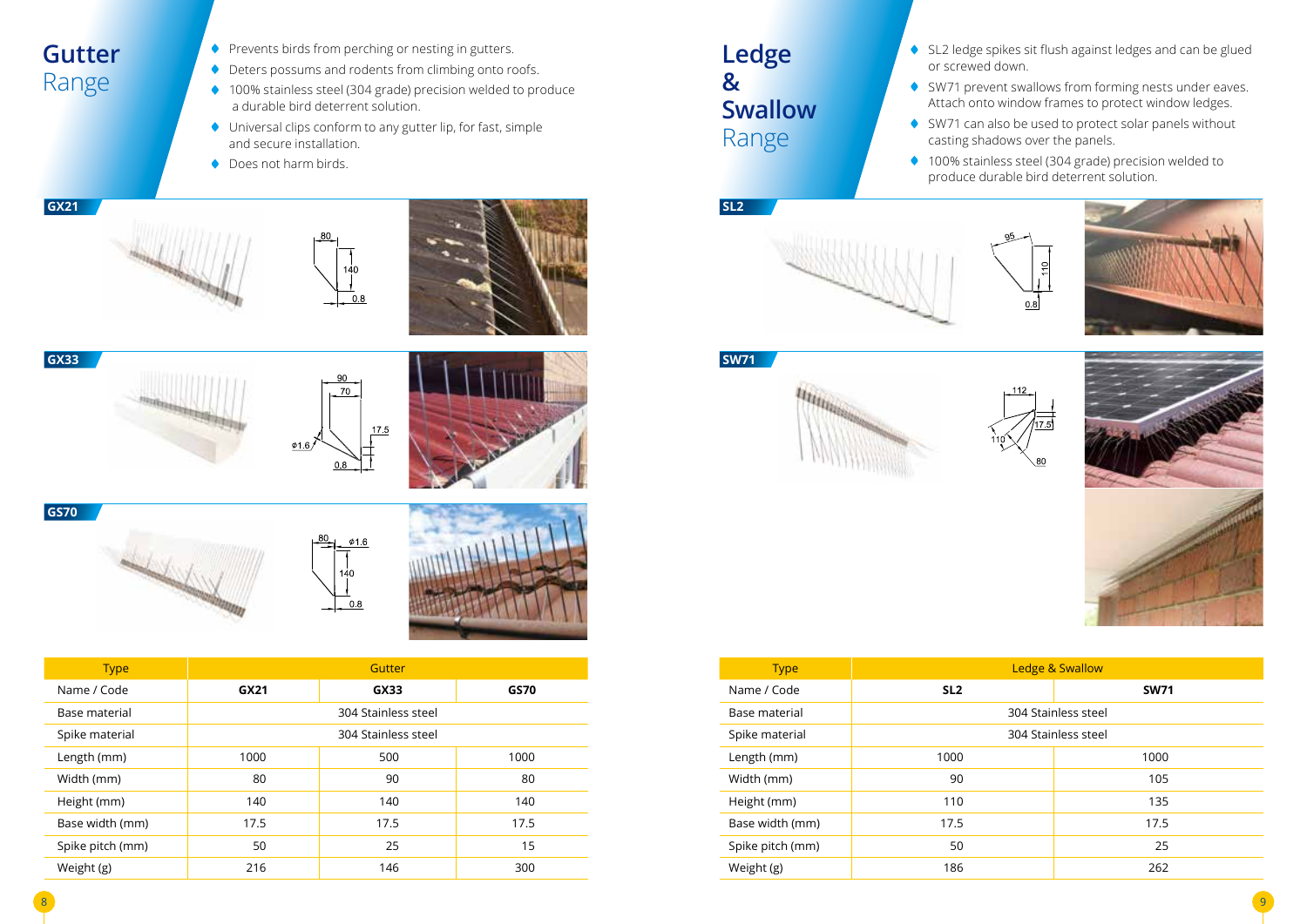# Gutter Range

- Prevents birds from perching or nesting in gutters.
- Deters possums and rodents from climbing onto roofs.
- 100% stainless steel (304 grade) precision welded to produce a durable bird deterrent solution.
- Universal clips conform to any gutter lip, for fast, simple and secure installation.
- Does not harm birds.

## GX21

## GX33

## GS70

| Type | Gutter | | |
|---|---|---|---|
| Name / Code | **GX21** | **GX33** | **GS70** |
| Base material | 304 Stainless steel | | |
| Spike material | 304 Stainless steel | | |
| Length (mm) | 1000 | 500 | 1000 |
| Width (mm) | 80 | 90 | 80 |
| Height (mm) | 140 | 140 | 140 |
| Base width (mm) | 17.5 | 17.5 | 17.5 |
| Spike pitch (mm) | 50 | 25 | 15 |
| Weight (g) | 216 | 146 | 300 |

# Ledge & Swallow Range

- SL2 ledge spikes sit flush against ledges and can be glued or screwed down.
- SW71 prevent swallows from forming nests under eaves. Attach onto window frames to protect window ledges.
- SW71 can also be used to protect solar panels without casting shadows over the panels.
- 100% stainless steel (304 grade) precision welded to produce durable bird deterrent solution.

## SL2

## SW71

| Type | Ledge & Swallow | |
|---|---|---|
| Name / Code | **SL2** | **SW71** |
| Base material | 304 Stainless steel | |
| Spike material | 304 Stainless steel | |
| Length (mm) | 1000 | 1000 |
| Width (mm) | 90 | 105 |
| Height (mm) | 110 | 135 |
| Base width (mm) | 17.5 | 17.5 |
| Spike pitch (mm) | 50 | 25 |
| Weight (g) | 186 | 262 |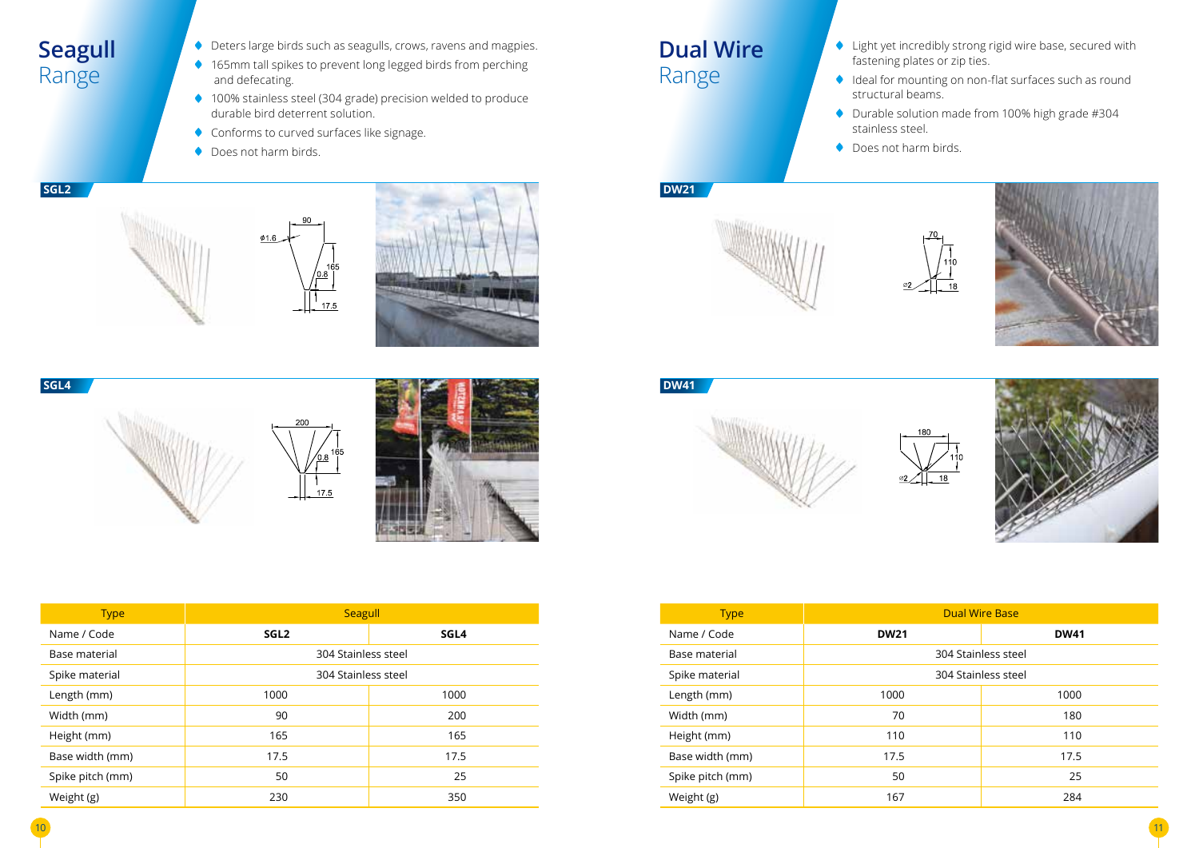# Seagull Range

- Deters large birds such as seagulls, crows, ravens and magpies.
- 165mm tall spikes to prevent long legged birds from perching and defecating.
- 100% stainless steel (304 grade) precision welded to produce durable bird deterrent solution.
- Conforms to curved surfaces like signage.
- Does not harm birds.

### SGL2

### SGL4

| Type | Seagull | |
|---|---|---|
| Name / Code | **SGL2** | **SGL4** |
| Base material | 304 Stainless steel | |
| Spike material | 304 Stainless steel | |
| Length (mm) | 1000 | 1000 |
| Width (mm) | 90 | 200 |
| Height (mm) | 165 | 165 |
| Base width (mm) | 17.5 | 17.5 |
| Spike pitch (mm) | 50 | 25 |
| Weight (g) | 230 | 350 |

# Dual Wire Range

- Light yet incredibly strong rigid wire base, secured with fastening plates or zip ties.
- Ideal for mounting on non-flat surfaces such as round structural beams.
- Durable solution made from 100% high grade #304 stainless steel.
- Does not harm birds.

### DW21

### DW41

| Type | Dual Wire Base | |
|---|---|---|
| Name / Code | **DW21** | **DW41** |
| Base material | 304 Stainless steel | |
| Spike material | 304 Stainless steel | |
| Length (mm) | 1000 | 1000 |
| Width (mm) | 70 | 180 |
| Height (mm) | 110 | 110 |
| Base width (mm) | 17.5 | 17.5 |
| Spike pitch (mm) | 50 | 25 |
| Weight (g) | 167 | 284 |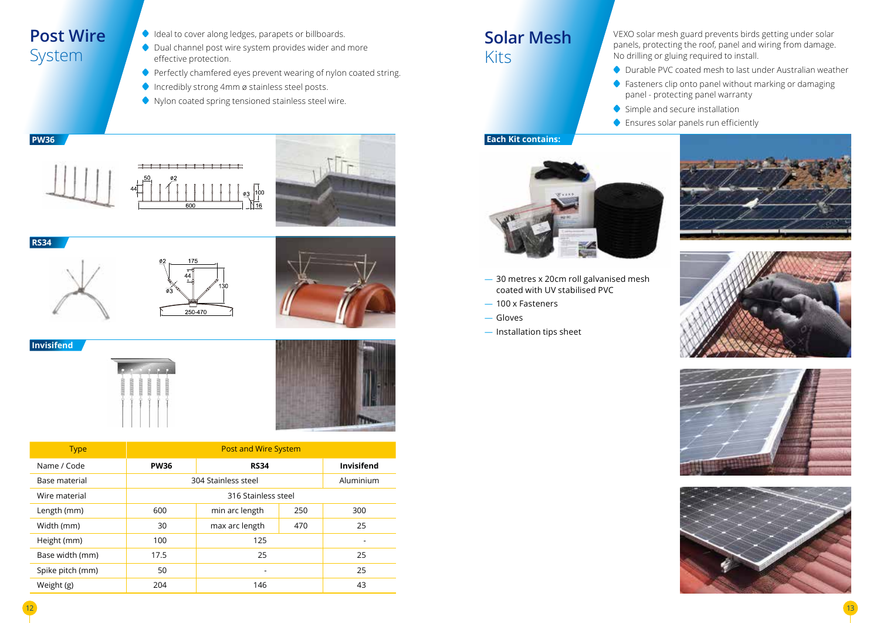# Post Wire System

- Ideal to cover along ledges, parapets or billboards.
- Dual channel post wire system provides wider and more effective protection.
- Perfectly chamfered eyes prevent wearing of nylon coated string.
- Incredibly strong 4mm ø stainless steel posts.
- Nylon coated spring tensioned stainless steel wire.

**PW36**

**RS34**

**Invisifend**

| Type | Post and Wire System | | | |
|---|---|---|---|---|
| Name / Code | **PW36** | **RS34** | | **Invisifend** |
| Base material | 304 Stainless steel | | | Aluminium |
| Wire material | 316 Stainless steel | | | |
| Length (mm) | 600 | min arc length | 250 | 300 |
| Width (mm) | 30 | max arc length | 470 | 25 |
| Height (mm) | 100 | 125 | | - |
| Base width (mm) | 17.5 | 25 | | 25 |
| Spike pitch (mm) | 50 | - | | 25 |
| Weight (g) | 204 | 146 | | 43 |

# Solar Mesh Kits

VEXO solar mesh guard prevents birds getting under solar panels, protecting the roof, panel and wiring from damage. No drilling or gluing required to install.

- Durable PVC coated mesh to last under Australian weather
- Fasteners clip onto panel without marking or damaging panel - protecting panel warranty
- Simple and secure installation
- Ensures solar panels run efficiently

**Each Kit contains:**

- 30 metres x 20cm roll galvanised mesh coated with UV stabilised PVC
- 100 x Fasteners
- Gloves
- Installation tips sheet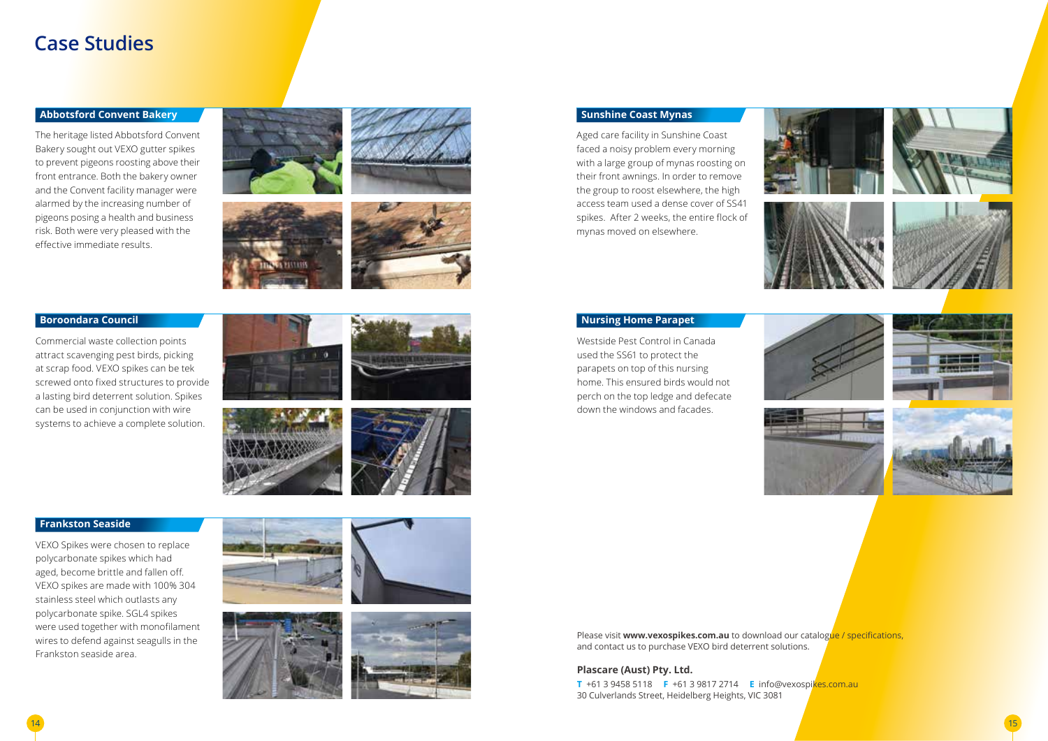# Case Studies

## Abbotsford Convent Bakery

The heritage listed Abbotsford Convent Bakery sought out VEXO gutter spikes to prevent pigeons roosting above their front entrance. Both the bakery owner and the Convent facility manager were alarmed by the increasing number of pigeons posing a health and business risk. Both were very pleased with the effective immediate results.

## Boroondara Council

Commercial waste collection points attract scavenging pest birds, picking at scrap food. VEXO spikes can be tek screwed onto fixed structures to provide a lasting bird deterrent solution. Spikes can be used in conjunction with wire systems to achieve a complete solution.

## Frankston Seaside

VEXO Spikes were chosen to replace polycarbonate spikes which had aged, become brittle and fallen off. VEXO spikes are made with 100% 304 stainless steel which outlasts any polycarbonate spike. SGL4 spikes were used together with monofilament wires to defend against seagulls in the Frankston seaside area.

## Sunshine Coast Mynas

Aged care facility in Sunshine Coast faced a noisy problem every morning with a large group of mynas roosting on their front awnings. In order to remove the group to roost elsewhere, the high access team used a dense cover of SS41 spikes. After 2 weeks, the entire flock of mynas moved on elsewhere.

## Nursing Home Parapet

Westside Pest Control in Canada used the SS61 to protect the parapets on top of this nursing home. This ensured birds would not perch on the top ledge and defecate down the windows and facades.

Please visit **www.vexospikes.com.au** to download our catalogue / specifications, and contact us to purchase VEXO bird deterrent solutions.

**Plascare (Aust) Pty. Ltd.**

**T** +61 3 9458 5118 **F** +61 3 9817 2714 **E** info@vexospikes.com.au
30 Culverlands Street, Heidelberg Heights, VIC 3081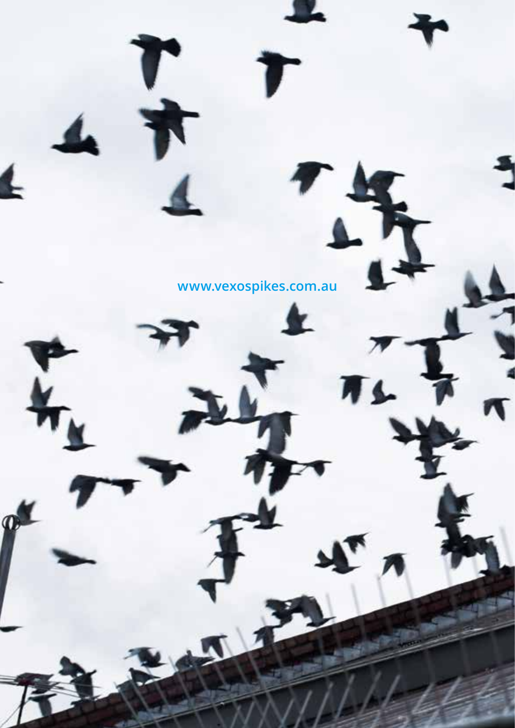www.vexospikes.com.au